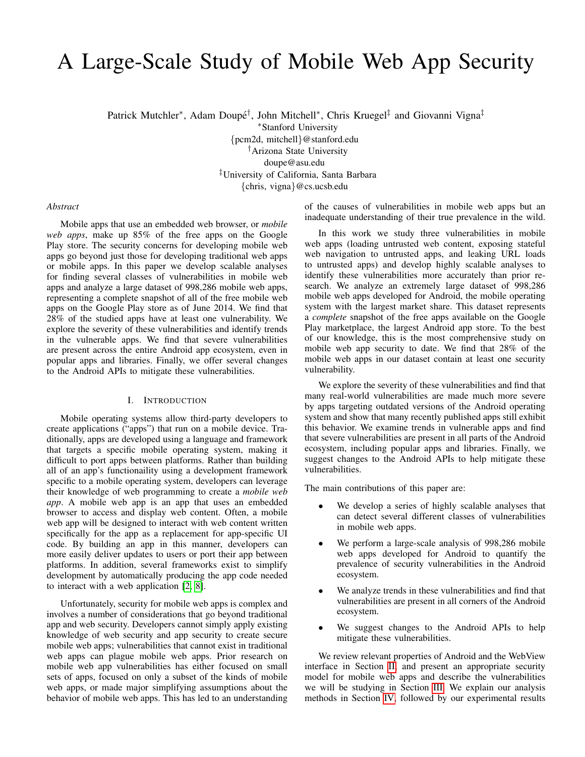# A Large-Scale Study of Mobile Web App Security

Patrick Mutchler[*], Adam Doupé[†], John Mitchell[*], Chris Kruegel[‡] and Giovanni Vigna[‡]

[*]Stanford University
{pcm2d, mitchell}@stanford.edu

[†]Arizona State University
doupe@asu.edu

[‡]University of California, Santa Barbara
{chris, vigna}@cs.ucsb.edu

*Abstract*

Mobile apps that use an embedded web browser, or *mobile web apps*, make up 85% of the free apps on the Google Play store. The security concerns for developing mobile web apps go beyond just those for developing traditional web apps or mobile apps. In this paper we develop scalable analyses for finding several classes of vulnerabilities in mobile web apps and analyze a large dataset of 998,286 mobile web apps, representing a complete snapshot of all of the free mobile web apps on the Google Play store as of June 2014. We find that 28% of the studied apps have at least one vulnerability. We explore the severity of these vulnerabilities and identify trends in the vulnerable apps. We find that severe vulnerabilities are present across the entire Android app ecosystem, even in popular apps and libraries. Finally, we offer several changes to the Android APIs to mitigate these vulnerabilities.

## I. Introduction

Mobile operating systems allow third-party developers to create applications ("apps") that run on a mobile device. Traditionally, apps are developed using a language and framework that targets a specific mobile operating system, making it difficult to port apps between platforms. Rather than building all of an app's functionaility using a development framework specific to a mobile operating system, developers can leverage their knowledge of web programming to create a *mobile web app*. A mobile web app is an app that uses an embedded browser to access and display web content. Often, a mobile web app will be designed to interact with web content written specifically for the app as a replacement for app-specific UI code. By building an app in this manner, developers can more easily deliver updates to users or port their app between platforms. In addition, several frameworks exist to simplify development by automatically producing the app code needed to interact with a web application [2, 8].

Unfortunately, security for mobile web apps is complex and involves a number of considerations that go beyond traditional app and web security. Developers cannot simply apply existing knowledge of web security and app security to create secure mobile web apps; vulnerabilities that cannot exist in traditional web apps can plague mobile web apps. Prior research on mobile web app vulnerabilities has either focused on small sets of apps, focused on only a subset of the kinds of mobile web apps, or made major simplifying assumptions about the behavior of mobile web apps. This has led to an understanding of the causes of vulnerabilities in mobile web apps but an inadequate understanding of their true prevalence in the wild.

In this work we study three vulnerabilities in mobile web apps (loading untrusted web content, exposing stateful web navigation to untrusted apps, and leaking URL loads to untrusted apps) and develop highly scalable analyses to identify these vulnerabilities more accurately than prior research. We analyze an extremely large dataset of 998,286 mobile web apps developed for Android, the mobile operating system with the largest market share. This dataset represents a *complete* snapshot of the free apps available on the Google Play marketplace, the largest Android app store. To the best of our knowledge, this is the most comprehensive study on mobile web app security to date. We find that 28% of the mobile web apps in our dataset contain at least one security vulnerability.

We explore the severity of these vulnerabilities and find that many real-world vulnerabilities are made much more severe by apps targeting outdated versions of the Android operating system and show that many recently published apps still exhibit this behavior. We examine trends in vulnerable apps and find that severe vulnerabilities are present in all parts of the Android ecosystem, including popular apps and libraries. Finally, we suggest changes to the Android APIs to help mitigate these vulnerabilities.

The main contributions of this paper are:

- We develop a series of highly scalable analyses that can detect several different classes of vulnerabilities in mobile web apps.
- We perform a large-scale analysis of 998,286 mobile web apps developed for Android to quantify the prevalence of security vulnerabilities in the Android ecosystem.
- We analyze trends in these vulnerabilities and find that vulnerabilities are present in all corners of the Android ecosystem.
- We suggest changes to the Android APIs to help mitigate these vulnerabilities.

We review relevant properties of Android and the WebView interface in Section II, and present an appropriate security model for mobile web apps and describe the vulnerabilities we will be studying in Section III. We explain our analysis methods in Section IV, followed by our experimental results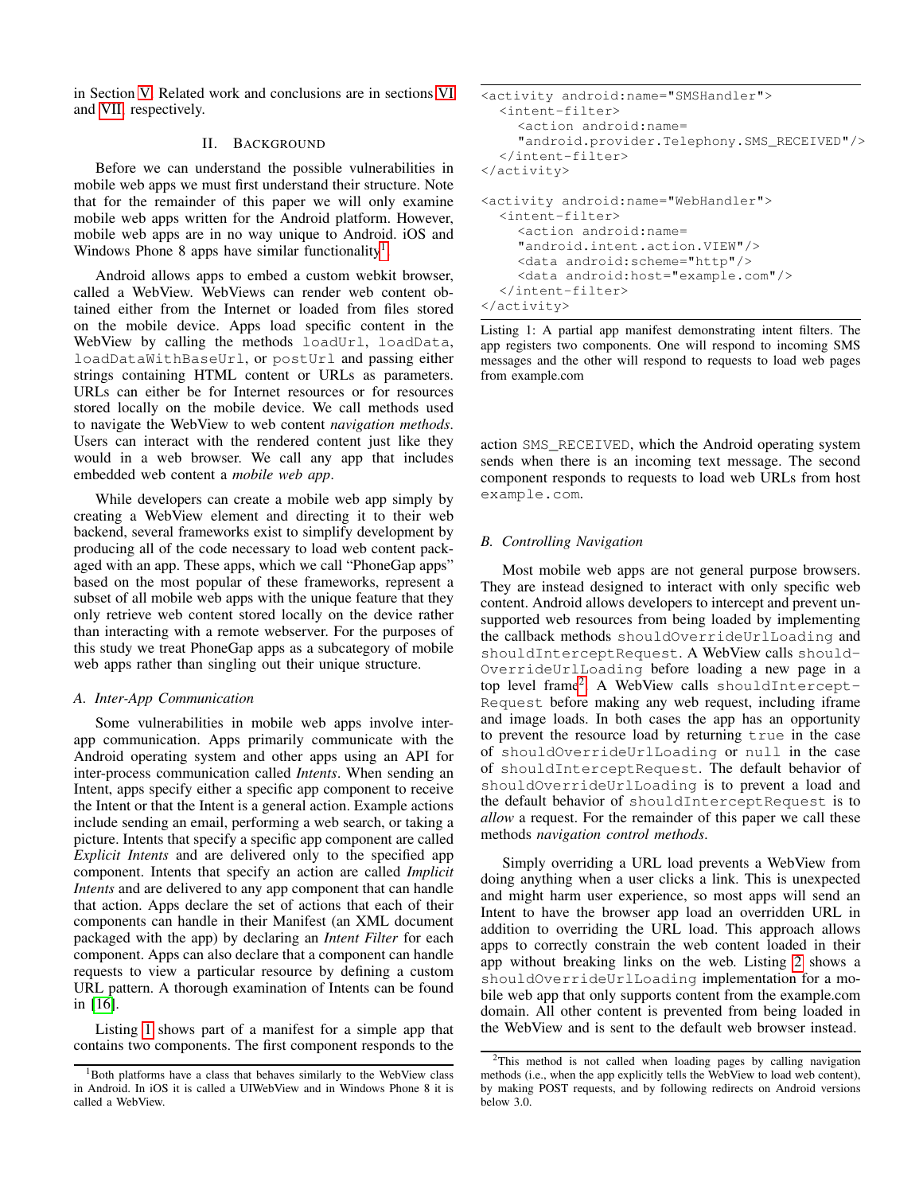in Section V. Related work and conclusions are in sections VI and VII, respectively.

## II. Background

Before we can understand the possible vulnerabilities in mobile web apps we must first understand their structure. Note that for the remainder of this paper we will only examine mobile web apps written for the Android platform. However, mobile web apps are in no way unique to Android. iOS and Windows Phone 8 apps have similar functionality[1].

Android allows apps to embed a custom webkit browser, called a WebView. WebViews can render web content obtained either from the Internet or loaded from files stored on the mobile device. Apps load specific content in the WebView by calling the methods `loadUrl`, `loadData`, `loadDataWithBaseUrl`, or `postUrl` and passing either strings containing HTML content or URLs as parameters. URLs can either be for Internet resources or for resources stored locally on the mobile device. We call methods used to navigate the WebView to web content *navigation methods*. Users can interact with the rendered content just like they would in a web browser. We call any app that includes embedded web content a *mobile web app*.

While developers can create a mobile web app simply by creating a WebView element and directing it to their web backend, several frameworks exist to simplify development by producing all of the code necessary to load web content packaged with an app. These apps, which we call "PhoneGap apps" based on the most popular of these frameworks, represent a subset of all mobile web apps with the unique feature that they only retrieve web content stored locally on the device rather than interacting with a remote webserver. For the purposes of this study we treat PhoneGap apps as a subcategory of mobile web apps rather than singling out their unique structure.

### A. Inter-App Communication

Some vulnerabilities in mobile web apps involve inter-app communication. Apps primarily communicate with the Android operating system and other apps using an API for inter-process communication called *Intents*. When sending an Intent, apps specify either a specific app component to receive the Intent or that the Intent is a general action. Example actions include sending an email, performing a web search, or taking a picture. Intents that specify a specific app component are called *Explicit Intents* and are delivered only to the specified app component. Intents that specify an action are called *Implicit Intents* and are delivered to any app component that can handle that action. Apps declare the set of actions that each of their components can handle in their Manifest (an XML document packaged with the app) by declaring an *Intent Filter* for each component. Apps can also declare that a component can handle requests to view a particular resource by defining a custom URL pattern. A thorough examination of Intents can be found in [16].

Listing 1 shows part of a manifest for a simple app that contains two components. The first component responds to the action `SMS_RECEIVED`, which the Android operating system sends when there is an incoming text message. The second component responds to requests to load web URLs from host `example.com`.

```
<activity android:name="SMSHandler">
  <intent-filter>
    <action android:name=
    "android.provider.Telephony.SMS_RECEIVED"/>
  </intent-filter>
</activity>

<activity android:name="WebHandler">
  <intent-filter>
    <action android:name=
    "android.intent.action.VIEW"/>
    <data android:scheme="http"/>
    <data android:host="example.com"/>
  </intent-filter>
</activity>
```

Listing 1: A partial app manifest demonstrating intent filters. The app registers two components. One will respond to incoming SMS messages and the other will respond to requests to load web pages from example.com

### B. Controlling Navigation

Most mobile web apps are not general purpose browsers. They are instead designed to interact with only specific web content. Android allows developers to intercept and prevent unsupported web resources from being loaded by implementing the callback methods `shouldOverrideUrlLoading` and `shouldInterceptRequest`. A WebView calls `shouldOverrideUrlLoading` before loading a new page in a top level frame[2]. A WebView calls `shouldInterceptRequest` before making any web request, including iframe and image loads. In both cases the app has an opportunity to prevent the resource load by returning `true` in the case of `shouldOverrideUrlLoading` or `null` in the case of `shouldInterceptRequest`. The default behavior of `shouldOverrideUrlLoading` is to prevent a load and the default behavior of `shouldInterceptRequest` is to *allow* a request. For the remainder of this paper we call these methods *navigation control methods*.

Simply overriding a URL load prevents a WebView from doing anything when a user clicks a link. This is unexpected and might harm user experience, so most apps will send an Intent to have the browser app load an overridden URL in addition to overriding the URL load. This approach allows apps to correctly constrain the web content loaded in their app without breaking links on the web. Listing 2 shows a `shouldOverrideUrlLoading` implementation for a mobile web app that only supports content from the example.com domain. All other content is prevented from being loaded in the WebView and is sent to the default web browser instead.

[1] Both platforms have a class that behaves similarly to the WebView class in Android. In iOS it is called a UIWebView and in Windows Phone 8 it is called a WebView.

[2] This method is not called when loading pages by calling navigation methods (i.e., when the app explicitly tells the WebView to load web content), by making POST requests, and by following redirects on Android versions below 3.0.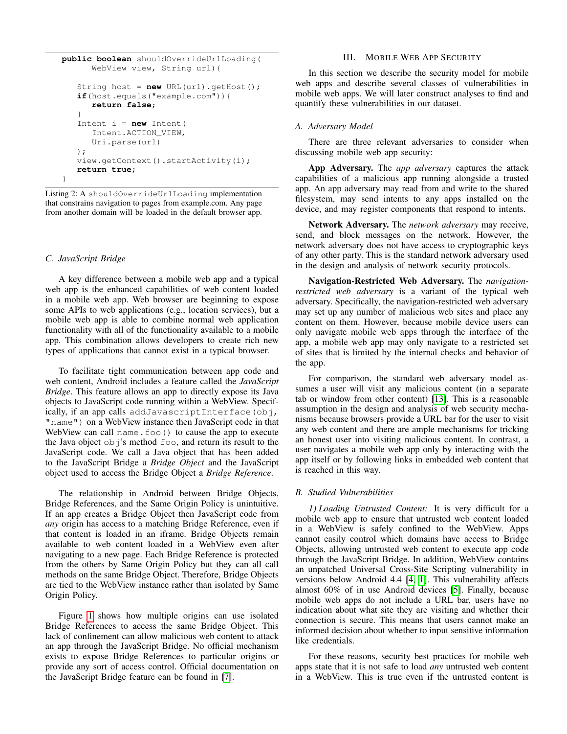```java
public boolean shouldOverrideUrlLoading(
      WebView view, String url){

    String host = new URL(url).getHost();
    if(host.equals("example.com")){
       return false;
    }
    Intent i = new Intent(
       Intent.ACTION_VIEW,
       Uri.parse(url)
    );
    view.getContext().startActivity(i);
    return true;
}
```

Listing 2: A `shouldOverrideUrlLoading` implementation that constrains navigation to pages from example.com. Any page from another domain will be loaded in the default browser app.

### C. JavaScript Bridge

A key difference between a mobile web app and a typical web app is the enhanced capabilities of web content loaded in a mobile web app. Web browser are beginning to expose some APIs to web applications (e.g., location services), but a mobile web app is able to combine normal web application functionality with all of the functionality available to a mobile app. This combination allows developers to create rich new types of applications that cannot exist in a typical browser.

To facilitate tight communication between app code and web content, Android includes a feature called the *JavaScript Bridge*. This feature allows an app to directly expose its Java objects to JavaScript code running within a WebView. Specifically, if an app calls `addJavascriptInterface(obj, "name")` on a WebView instance then JavaScript code in that WebView can call `name.foo()` to cause the app to execute the Java object `obj`'s method `foo`, and return its result to the JavaScript code. We call a Java object that has been added to the JavaScript Bridge a *Bridge Object* and the JavaScript object used to access the Bridge Object a *Bridge Reference*.

The relationship in Android between Bridge Objects, Bridge References, and the Same Origin Policy is unintuitive. If an app creates a Bridge Object then JavaScript code from *any* origin has access to a matching Bridge Reference, even if that content is loaded in an iframe. Bridge Objects remain available to web content loaded in a WebView even after navigating to a new page. Each Bridge Reference is protected from the others by Same Origin Policy but they can all call methods on the same Bridge Object. Therefore, Bridge Objects are tied to the WebView instance rather than isolated by Same Origin Policy.

Figure 1 shows how multiple origins can use isolated Bridge References to access the same Bridge Object. This lack of confinement can allow malicious web content to attack an app through the JavaScript Bridge. No official mechanism exists to expose Bridge References to particular origins or provide any sort of access control. Official documentation on the JavaScript Bridge feature can be found in [7].

## III. Mobile Web App Security

In this section we describe the security model for mobile web apps and describe several classes of vulnerabilities in mobile web apps. We will later construct analyses to find and quantify these vulnerabilities in our dataset.

### A. Adversary Model

There are three relevant adversaries to consider when discussing mobile web app security:

**App Adversary.** The *app adversary* captures the attack capabilities of a malicious app running alongside a trusted app. An app adversary may read from and write to the shared filesystem, may send intents to any apps installed on the device, and may register components that respond to intents.

**Network Adversary.** The *network adversary* may receive, send, and block messages on the network. However, the network adversary does not have access to cryptographic keys of any other party. This is the standard network adversary used in the design and analysis of network security protocols.

**Navigation-Restricted Web Adversary.** The *navigation-restricted web adversary* is a variant of the typical web adversary. Specifically, the navigation-restricted web adversary may set up any number of malicious web sites and place any content on them. However, because mobile device users can only navigate mobile web apps through the interface of the app, a mobile web app may only navigate to a restricted set of sites that is limited by the internal checks and behavior of the app.

For comparison, the standard web adversary model assumes a user will visit any malicious content (in a separate tab or window from other content) [13]. This is a reasonable assumption in the design and analysis of web security mechanisms because browsers provide a URL bar for the user to visit any web content and there are ample mechanisms for tricking an honest user into visiting malicious content. In contrast, a user navigates a mobile web app only by interacting with the app itself or by following links in embedded web content that is reached in this way.

### B. Studied Vulnerabilities

*1) Loading Untrusted Content:* It is very difficult for a mobile web app to ensure that untrusted web content loaded in a WebView is safely confined to the WebView. Apps cannot easily control which domains have access to Bridge Objects, allowing untrusted web content to execute app code through the JavaScript Bridge. In addition, WebView contains an unpatched Universal Cross-Site Scripting vulnerability in versions below Android 4.4 [4, 1]. This vulnerability affects almost 60% of in use Android devices [5]. Finally, because mobile web apps do not include a URL bar, users have no indication about what site they are visiting and whether their connection is secure. This means that users cannot make an informed decision about whether to input sensitive information like credentials.

For these reasons, security best practices for mobile web apps state that it is not safe to load *any* untrusted web content in a WebView. This is true even if the untrusted content is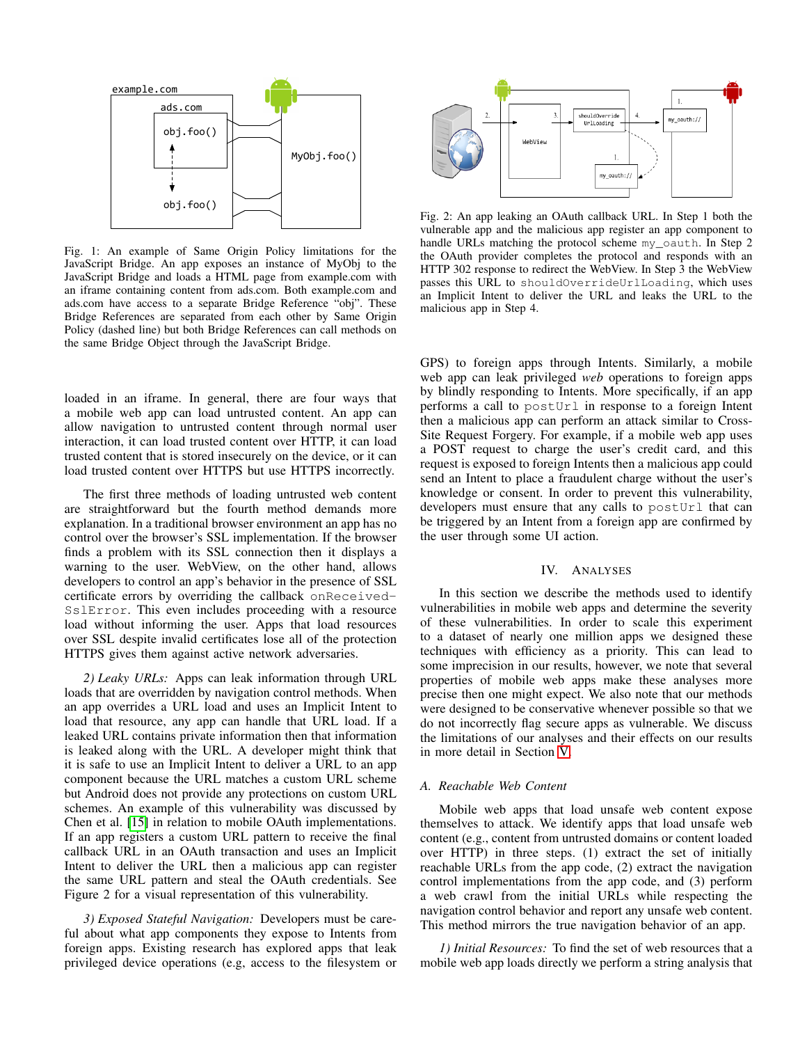Fig. 1: An example of Same Origin Policy limitations for the JavaScript Bridge. An app exposes an instance of MyObj to the JavaScript Bridge and loads a HTML page from example.com with an iframe containing content from ads.com. Both example.com and ads.com have access to a separate Bridge Reference "obj". These Bridge References are separated from each other by Same Origin Policy (dashed line) but both Bridge References can call methods on the same Bridge Object through the JavaScript Bridge.

Fig. 2: An app leaking an OAuth callback URL. In Step 1 both the vulnerable app and the malicious app register an app component to handle URLs matching the protocol scheme `my_oauth`. In Step 2 the OAuth provider completes the protocol and responds with an HTTP 302 response to redirect the WebView. In Step 3 the WebView passes this URL to `shouldOverrideUrlLoading`, which uses an Implicit Intent to deliver the URL and leaks the URL to the malicious app in Step 4.

loaded in an iframe. In general, there are four ways that a mobile web app can load untrusted content. An app can allow navigation to untrusted content through normal user interaction, it can load trusted content over HTTP, it can load trusted content that is stored insecurely on the device, or it can load trusted content over HTTPS but use HTTPS incorrectly.

The first three methods of loading untrusted web content are straightforward but the fourth method demands more explanation. In a traditional browser environment an app has no control over the browser's SSL implementation. If the browser finds a problem with its SSL connection then it displays a warning to the user. WebView, on the other hand, allows developers to control an app's behavior in the presence of SSL certificate errors by overriding the callback `onReceivedSslError`. This even includes proceeding with a resource load without informing the user. Apps that load resources over SSL despite invalid certificates lose all of the protection HTTPS gives them against active network adversaries.

*2) Leaky URLs:* Apps can leak information through URL loads that are overridden by navigation control methods. When an app overrides a URL load and uses an Implicit Intent to load that resource, any app can handle that URL load. If a leaked URL contains private information then that information is leaked along with the URL. A developer might think that it is safe to use an Implicit Intent to deliver a URL to an app component because the URL matches a custom URL scheme but Android does not provide any protections on custom URL schemes. An example of this vulnerability was discussed by Chen et al. [15] in relation to mobile OAuth implementations. If an app registers a custom URL pattern to receive the final callback URL in an OAuth transaction and uses an Implicit Intent to deliver the URL then a malicious app can register the same URL pattern and steal the OAuth credentials. See Figure 2 for a visual representation of this vulnerability.

*3) Exposed Stateful Navigation:* Developers must be careful about what app components they expose to Intents from foreign apps. Existing research has explored apps that leak privileged device operations (e.g, access to the filesystem or GPS) to foreign apps through Intents. Similarly, a mobile web app can leak privileged *web* operations to foreign apps by blindly responding to Intents. More specifically, if an app performs a call to `postUrl` in response to a foreign Intent then a malicious app can perform an attack similar to Cross-Site Request Forgery. For example, if a mobile web app uses a POST request to charge the user's credit card, and this request is exposed to foreign Intents then a malicious app could send an Intent to place a fraudulent charge without the user's knowledge or consent. In order to prevent this vulnerability, developers must ensure that any calls to `postUrl` that can be triggered by an Intent from a foreign app are confirmed by the user through some UI action.

## IV. Analyses

In this section we describe the methods used to identify vulnerabilities in mobile web apps and determine the severity of these vulnerabilities. In order to scale this experiment to a dataset of nearly one million apps we designed these techniques with efficiency as a priority. This can lead to some imprecision in our results, however, we note that several properties of mobile web apps make these analyses more precise then one might expect. We also note that our methods were designed to be conservative whenever possible so that we do not incorrectly flag secure apps as vulnerable. We discuss the limitations of our analyses and their effects on our results in more detail in Section V.

### A. Reachable Web Content

Mobile web apps that load unsafe web content expose themselves to attack. We identify apps that load unsafe web content (e.g., content from untrusted domains or content loaded over HTTP) in three steps. (1) extract the set of initially reachable URLs from the app code, (2) extract the navigation control implementations from the app code, and (3) perform a web crawl from the initial URLs while respecting the navigation control behavior and report any unsafe web content. This method mirrors the true navigation behavior of an app.

*1) Initial Resources:* To find the set of web resources that a mobile web app loads directly we perform a string analysis that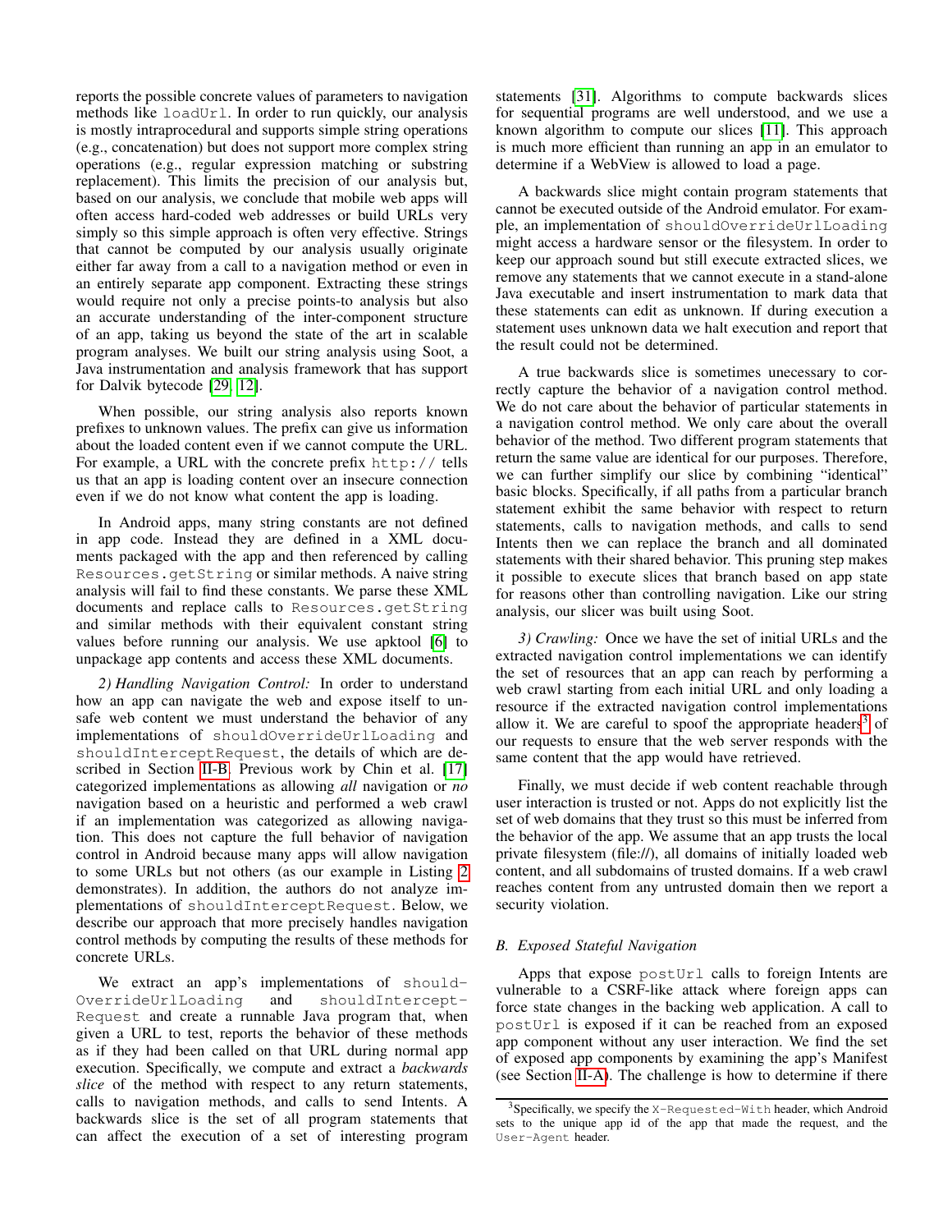reports the possible concrete values of parameters to navigation methods like `loadUrl`. In order to run quickly, our analysis is mostly intraprocedural and supports simple string operations (e.g., concatenation) but does not support more complex string operations (e.g., regular expression matching or substring replacement). This limits the precision of our analysis but, based on our analysis, we conclude that mobile web apps will often access hard-coded web addresses or build URLs very simply so this simple approach is often very effective. Strings that cannot be computed by our analysis usually originate either far away from a call to a navigation method or even in an entirely separate app component. Extracting these strings would require not only a precise points-to analysis but also an accurate understanding of the inter-component structure of an app, taking us beyond the state of the art in scalable program analyses. We built our string analysis using Soot, a Java instrumentation and analysis framework that has support for Dalvik bytecode [29, 12].

When possible, our string analysis also reports known prefixes to unknown values. The prefix can give us information about the loaded content even if we cannot compute the URL. For example, a URL with the concrete prefix `http://` tells us that an app is loading content over an insecure connection even if we do not know what content the app is loading.

In Android apps, many string constants are not defined in app code. Instead they are defined in a XML documents packaged with the app and then referenced by calling `Resources.getString` or similar methods. A naive string analysis will fail to find these constants. We parse these XML documents and replace calls to `Resources.getString` and similar methods with their equivalent constant string values before running our analysis. We use apktool [6] to unpackage app contents and access these XML documents.

*2) Handling Navigation Control:* In order to understand how an app can navigate the web and expose itself to unsafe web content we must understand the behavior of any implementations of `shouldOverrideUrlLoading` and `shouldInterceptRequest`, the details of which are described in Section II-B. Previous work by Chin et al. [17] categorized implementations as allowing *all* navigation or *no* navigation based on a heuristic and performed a web crawl if an implementation was categorized as allowing navigation. This does not capture the full behavior of navigation control in Android because many apps will allow navigation to some URLs but not others (as our example in Listing 2 demonstrates). In addition, the authors do not analyze implementations of `shouldInterceptRequest`. Below, we describe our approach that more precisely handles navigation control methods by computing the results of these methods for concrete URLs.

We extract an app's implementations of `shouldOverrideUrlLoading` and `shouldInterceptRequest` and create a runnable Java program that, when given a URL to test, reports the behavior of these methods as if they had been called on that URL during normal app execution. Specifically, we compute and extract a *backwards slice* of the method with respect to any return statements, calls to navigation methods, and calls to send Intents. A backwards slice is the set of all program statements that can affect the execution of a set of interesting program statements [31]. Algorithms to compute backwards slices for sequential programs are well understood, and we use a known algorithm to compute our slices [11]. This approach is much more efficient than running an app in an emulator to determine if a WebView is allowed to load a page.

A backwards slice might contain program statements that cannot be executed outside of the Android emulator. For example, an implementation of `shouldOverrideUrlLoading` might access a hardware sensor or the filesystem. In order to keep our approach sound but still execute extracted slices, we remove any statements that we cannot execute in a stand-alone Java executable and insert instrumentation to mark data that these statements can edit as unknown. If during execution a statement uses unknown data we halt execution and report that the result could not be determined.

A true backwards slice is sometimes unecessary to correctly capture the behavior of a navigation control method. We do not care about the behavior of particular statements in a navigation control method. We only care about the overall behavior of the method. Two different program statements that return the same value are identical for our purposes. Therefore, we can further simplify our slice by combining "identical" basic blocks. Specifically, if all paths from a particular branch statement exhibit the same behavior with respect to return statements, calls to navigation methods, and calls to send Intents then we can replace the branch and all dominated statements with their shared behavior. This pruning step makes it possible to execute slices that branch based on app state for reasons other than controlling navigation. Like our string analysis, our slicer was built using Soot.

*3) Crawling:* Once we have the set of initial URLs and the extracted navigation control implementations we can identify the set of resources that an app can reach by performing a web crawl starting from each initial URL and only loading a resource if the extracted navigation control implementations allow it. We are careful to spoof the appropriate headers[3] of our requests to ensure that the web server responds with the same content that the app would have retrieved.

Finally, we must decide if web content reachable through user interaction is trusted or not. Apps do not explicitly list the set of web domains that they trust so this must be inferred from the behavior of the app. We assume that an app trusts the local private filesystem (file://), all domains of initially loaded web content, and all subdomains of trusted domains. If a web crawl reaches content from any untrusted domain then we report a security violation.

### B. Exposed Stateful Navigation

Apps that expose `postUrl` calls to foreign Intents are vulnerable to a CSRF-like attack where foreign apps can force state changes in the backing web application. A call to `postUrl` is exposed if it can be reached from an exposed app component without any user interaction. We find the set of exposed app components by examining the app's Manifest (see Section II-A). The challenge is how to determine if there

[3] Specifically, we specify the `X-Requested-With` header, which Android sets to the unique app id of the app that made the request, and the `User-Agent` header.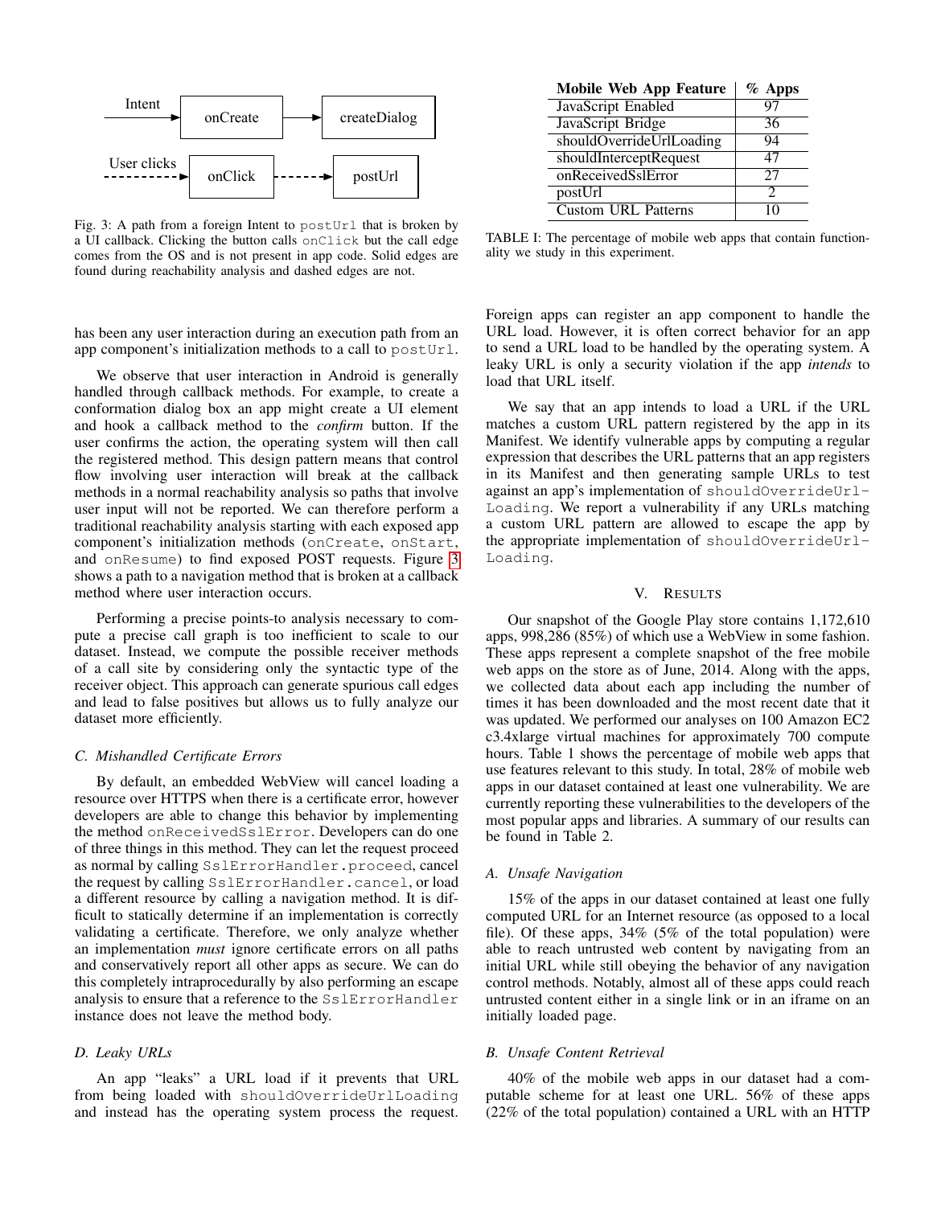Fig. 3: A path from a foreign Intent to postUrl that is broken by a UI callback. Clicking the button calls onClick but the call edge comes from the OS and is not present in app code. Solid edges are found during reachability analysis and dashed edges are not.

has been any user interaction during an execution path from an app component's initialization methods to a call to postUrl.

We observe that user interaction in Android is generally handled through callback methods. For example, to create a conformation dialog box an app might create a UI element and hook a callback method to the *confirm* button. If the user confirms the action, the operating system will then call the registered method. This design pattern means that control flow involving user interaction will break at the callback methods in a normal reachability analysis so paths that involve user input will not be reported. We can therefore perform a traditional reachability analysis starting with each exposed app component's initialization methods (onCreate, onStart, and onResume) to find exposed POST requests. Figure 3 shows a path to a navigation method that is broken at a callback method where user interaction occurs.

Performing a precise points-to analysis necessary to compute a precise call graph is too inefficient to scale to our dataset. Instead, we compute the possible receiver methods of a call site by considering only the syntactic type of the receiver object. This approach can generate spurious call edges and lead to false positives but allows us to fully analyze our dataset more efficiently.

### C. Mishandled Certificate Errors

By default, an embedded WebView will cancel loading a resource over HTTPS when there is a certificate error, however developers are able to change this behavior by implementing the method onReceivedSslError. Developers can do one of three things in this method. They can let the request proceed as normal by calling SslErrorHandler.proceed, cancel the request by calling SslErrorHandler.cancel, or load a different resource by calling a navigation method. It is difficult to statically determine if an implementation is correctly validating a certificate. Therefore, we only analyze whether an implementation *must* ignore certificate errors on all paths and conservatively report all other apps as secure. We can do this completely intraprocedurally by also performing an escape analysis to ensure that a reference to the SslErrorHandler instance does not leave the method body.

### D. Leaky URLs

An app "leaks" a URL load if it prevents that URL from being loaded with shouldOverrideUrlLoading and instead has the operating system process the request.

| Mobile Web App Feature | % Apps |
|---|---|
| JavaScript Enabled | 97 |
| JavaScript Bridge | 36 |
| shouldOverrideUrlLoading | 94 |
| shouldInterceptRequest | 47 |
| onReceivedSslError | 27 |
| postUrl | 2 |
| Custom URL Patterns | 10 |

TABLE I: The percentage of mobile web apps that contain functionality we study in this experiment.

Foreign apps can register an app component to handle the URL load. However, it is often correct behavior for an app to send a URL load to be handled by the operating system. A leaky URL is only a security violation if the app *intends* to load that URL itself.

We say that an app intends to load a URL if the URL matches a custom URL pattern registered by the app in its Manifest. We identify vulnerable apps by computing a regular expression that describes the URL patterns that an app registers in its Manifest and then generating sample URLs to test against an app's implementation of shouldOverrideUrlLoading. We report a vulnerability if any URLs matching a custom URL pattern are allowed to escape the app by the appropriate implementation of shouldOverrideUrlLoading.

## V. Results

Our snapshot of the Google Play store contains 1,172,610 apps, 998,286 (85%) of which use a WebView in some fashion. These apps represent a complete snapshot of the free mobile web apps on the store as of June, 2014. Along with the apps, we collected data about each app including the number of times it has been downloaded and the most recent date that it was updated. We performed our analyses on 100 Amazon EC2 c3.4xlarge virtual machines for approximately 700 compute hours. Table 1 shows the percentage of mobile web apps that use features relevant to this study. In total, 28% of mobile web apps in our dataset contained at least one vulnerability. We are currently reporting these vulnerabilities to the developers of the most popular apps and libraries. A summary of our results can be found in Table 2.

### A. Unsafe Navigation

15% of the apps in our dataset contained at least one fully computed URL for an Internet resource (as opposed to a local file). Of these apps, 34% (5% of the total population) were able to reach untrusted web content by navigating from an initial URL while still obeying the behavior of any navigation control methods. Notably, almost all of these apps could reach untrusted content either in a single link or in an iframe on an initially loaded page.

### B. Unsafe Content Retrieval

40% of the mobile web apps in our dataset had a computable scheme for at least one URL. 56% of these apps (22% of the total population) contained a URL with an HTTP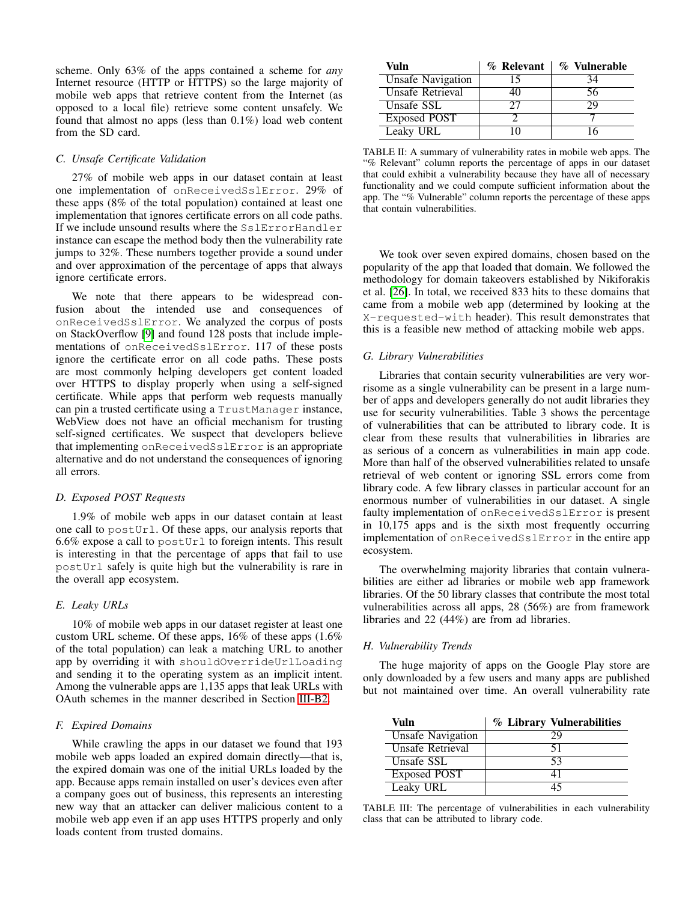scheme. Only 63% of the apps contained a scheme for *any* Internet resource (HTTP or HTTPS) so the large majority of mobile web apps that retrieve content from the Internet (as opposed to a local file) retrieve some content unsafely. We found that almost no apps (less than 0.1%) load web content from the SD card.

### C. Unsafe Certificate Validation

27% of mobile web apps in our dataset contain at least one implementation of `onReceivedSslError`. 29% of these apps (8% of the total population) contained at least one implementation that ignores certificate errors on all code paths. If we include unsound results where the `SslErrorHandler` instance can escape the method body then the vulnerability rate jumps to 32%. These numbers together provide a sound under and over approximation of the percentage of apps that always ignore certificate errors.

We note that there appears to be widespread confusion about the intended use and consequences of `onReceivedSslError`. We analyzed the corpus of posts on StackOverflow [9] and found 128 posts that include implementations of `onReceivedSslError`. 117 of these posts ignore the certificate error on all code paths. These posts are most commonly helping developers get content loaded over HTTPS to display properly when using a self-signed certificate. While apps that perform web requests manually can pin a trusted certificate using a `TrustManager` instance, WebView does not have an official mechanism for trusting self-signed certificates. We suspect that developers believe that implementing `onReceivedSslError` is an appropriate alternative and do not understand the consequences of ignoring all errors.

### D. Exposed POST Requests

1.9% of mobile web apps in our dataset contain at least one call to `postUrl`. Of these apps, our analysis reports that 6.6% expose a call to `postUrl` to foreign intents. This result is interesting in that the percentage of apps that fail to use `postUrl` safely is quite high but the vulnerability is rare in the overall app ecosystem.

### E. Leaky URLs

10% of mobile web apps in our dataset register at least one custom URL scheme. Of these apps, 16% of these apps (1.6% of the total population) can leak a matching URL to another app by overriding it with `shouldOverrideUrlLoading` and sending it to the operating system as an implicit intent. Among the vulnerable apps are 1,135 apps that leak URLs with OAuth schemes in the manner described in Section III-B2.

### F. Expired Domains

While crawling the apps in our dataset we found that 193 mobile web apps loaded an expired domain directly—that is, the expired domain was one of the initial URLs loaded by the app. Because apps remain installed on user's devices even after a company goes out of business, this represents an interesting new way that an attacker can deliver malicious content to a mobile web app even if an app uses HTTPS properly and only loads content from trusted domains.

| Vuln | % Relevant | % Vulnerable |
|---|---|---|
| Unsafe Navigation | 15 | 34 |
| Unsafe Retrieval | 40 | 56 |
| Unsafe SSL | 27 | 29 |
| Exposed POST | 2 | 7 |
| Leaky URL | 10 | 16 |

TABLE II: A summary of vulnerability rates in mobile web apps. The "% Relevant" column reports the percentage of apps in our dataset that could exhibit a vulnerability because they have all of necessary functionality and we could compute sufficient information about the app. The "% Vulnerable" column reports the percentage of these apps that contain vulnerabilities.

We took over seven expired domains, chosen based on the popularity of the app that loaded that domain. We followed the methodology for domain takeovers established by Nikiforakis et al. [26]. In total, we received 833 hits to these domains that came from a mobile web app (determined by looking at the `X-requested-with` header). This result demonstrates that this is a feasible new method of attacking mobile web apps.

### G. Library Vulnerabilities

Libraries that contain security vulnerabilities are very worrisome as a single vulnerability can be present in a large number of apps and developers generally do not audit libraries they use for security vulnerabilities. Table 3 shows the percentage of vulnerabilities that can be attributed to library code. It is clear from these results that vulnerabilities in libraries are as serious of a concern as vulnerabilities in main app code. More than half of the observed vulnerabilities related to unsafe retrieval of web content or ignoring SSL errors come from library code. A few library classes in particular account for an enormous number of vulnerabilities in our dataset. A single faulty implementation of `onReceivedSslError` is present in 10,175 apps and is the sixth most frequently occurring implementation of `onReceivedSslError` in the entire app ecosystem.

The overwhelming majority libraries that contain vulnerabilities are either ad libraries or mobile web app framework libraries. Of the 50 library classes that contribute the most total vulnerabilities across all apps, 28 (56%) are from framework libraries and 22 (44%) are from ad libraries.

### H. Vulnerability Trends

The huge majority of apps on the Google Play store are only downloaded by a few users and many apps are published but not maintained over time. An overall vulnerability rate

| Vuln | % Library Vulnerabilities |
|---|---|
| Unsafe Navigation | 29 |
| Unsafe Retrieval | 51 |
| Unsafe SSL | 53 |
| Exposed POST | 41 |
| Leaky URL | 45 |

TABLE III: The percentage of vulnerabilities in each vulnerability class that can be attributed to library code.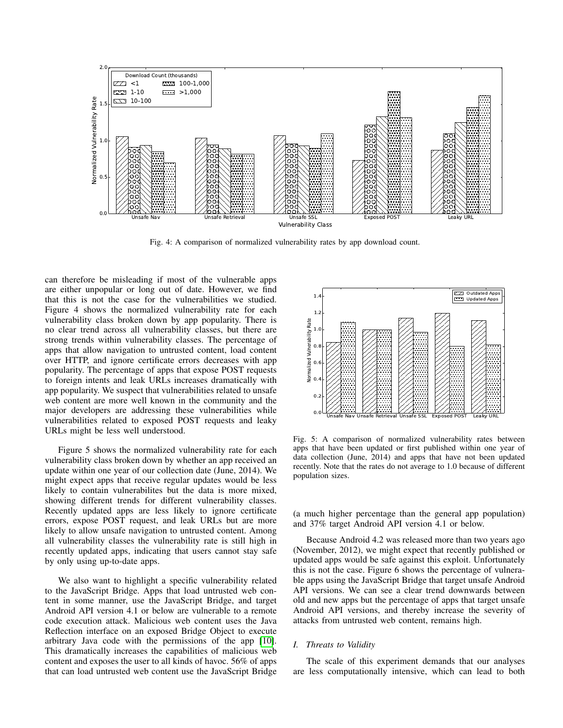Fig. 4: A comparison of normalized vulnerability rates by app download count.

can therefore be misleading if most of the vulnerable apps are either unpopular or long out of date. However, we find that this is not the case for the vulnerabilities we studied. Figure 4 shows the normalized vulnerability rate for each vulnerability class broken down by app popularity. There is no clear trend across all vulnerability classes, but there are strong trends within vulnerability classes. The percentage of apps that allow navigation to untrusted content, load content over HTTP, and ignore certificate errors decreases with app popularity. The percentage of apps that expose POST requests to foreign intents and leak URLs increases dramatically with app popularity. We suspect that vulnerabilities related to unsafe web content are more well known in the community and the major developers are addressing these vulnerabilities while vulnerabilities related to exposed POST requests and leaky URLs might be less well understood.

Figure 5 shows the normalized vulnerability rate for each vulnerability class broken down by whether an app received an update within one year of our collection date (June, 2014). We might expect apps that receive regular updates would be less likely to contain vulnerabilites but the data is more mixed, showing different trends for different vulnerability classes. Recently updated apps are less likely to ignore certificate errors, expose POST request, and leak URLs but are more likely to allow unsafe navigation to untrusted content. Among all vulnerability classes the vulnerability rate is still high in recently updated apps, indicating that users cannot stay safe by only using up-to-date apps.

We also want to highlight a specific vulnerability related to the JavaScript Bridge. Apps that load untrusted web content in some manner, use the JavaScript Bridge, and target Android API version 4.1 or below are vulnerable to a remote code execution attack. Malicious web content uses the Java Reflection interface on an exposed Bridge Object to execute arbitrary Java code with the permissions of the app [10]. This dramatically increases the capabilities of malicious web content and exposes the user to all kinds of havoc. 56% of apps that can load untrusted web content use the JavaScript Bridge (a much higher percentage than the general app population) and 37% target Android API version 4.1 or below.

Fig. 5: A comparison of normalized vulnerability rates between apps that have been updated or first published within one year of data collection (June, 2014) and apps that have not been updated recently. Note that the rates do not average to 1.0 because of different population sizes.

Because Android 4.2 was released more than two years ago (November, 2012), we might expect that recently published or updated apps would be safe against this exploit. Unfortunately this is not the case. Figure 6 shows the percentage of vulnerable apps using the JavaScript Bridge that target unsafe Android API versions. We can see a clear trend downwards between old and new apps but the percentage of apps that target unsafe Android API versions, and thereby increase the severity of attacks from untrusted web content, remains high.

### *I. Threats to Validity*

The scale of this experiment demands that our analyses are less computationally intensive, which can lead to both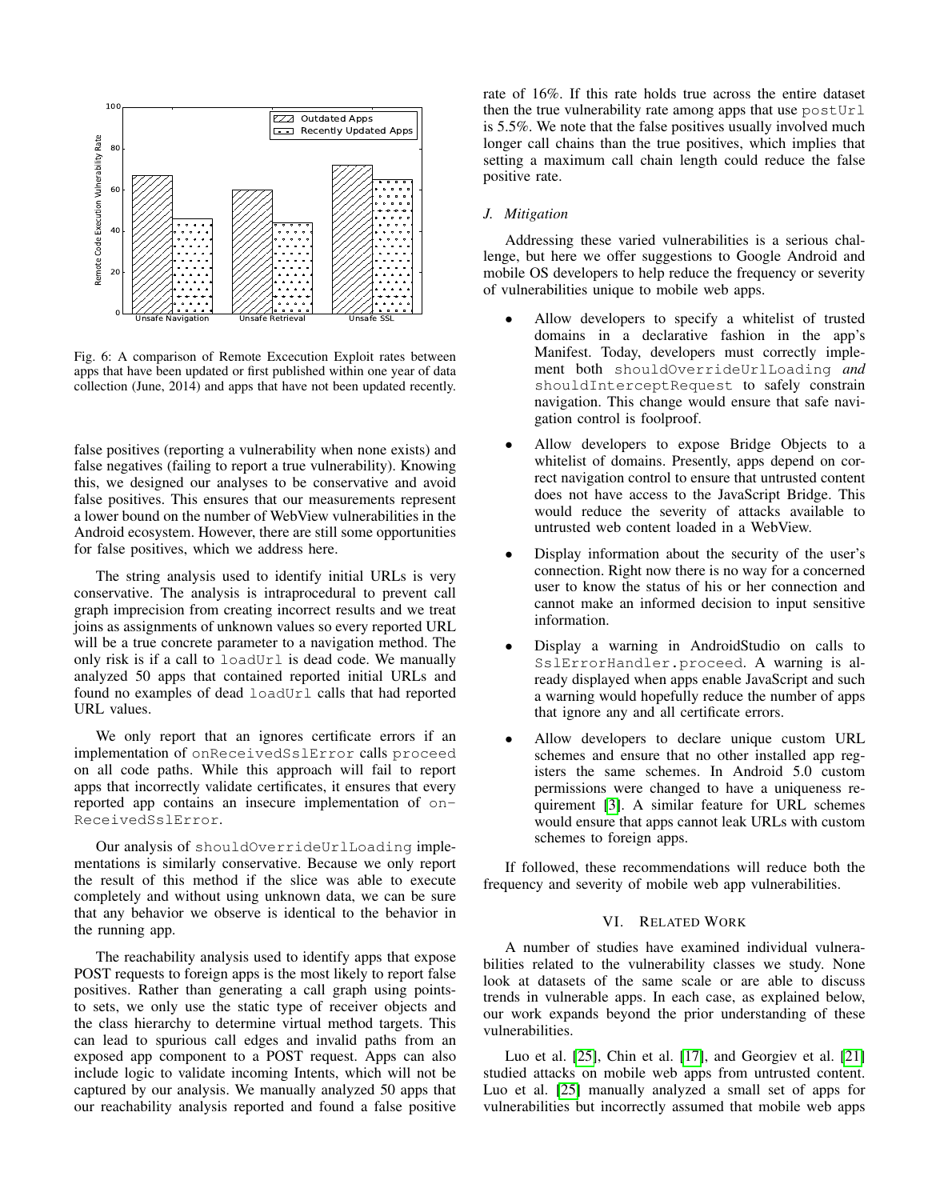Fig. 6: A comparison of Remote Excecution Exploit rates between apps that have been updated or first published within one year of data collection (June, 2014) and apps that have not been updated recently.

false positives (reporting a vulnerability when none exists) and false negatives (failing to report a true vulnerability). Knowing this, we designed our analyses to be conservative and avoid false positives. This ensures that our measurements represent a lower bound on the number of WebView vulnerabilities in the Android ecosystem. However, there are still some opportunities for false positives, which we address here.

The string analysis used to identify initial URLs is very conservative. The analysis is intraprocedural to prevent call graph imprecision from creating incorrect results and we treat joins as assignments of unknown values so every reported URL will be a true concrete parameter to a navigation method. The only risk is if a call to `loadUrl` is dead code. We manually analyzed 50 apps that contained reported initial URLs and found no examples of dead `loadUrl` calls that had reported URL values.

We only report that an ignores certificate errors if an implementation of `onReceivedSslError` calls `proceed` on all code paths. While this approach will fail to report apps that incorrectly validate certificates, it ensures that every reported app contains an insecure implementation of `onReceivedSslError`.

Our analysis of `shouldOverrideUrlLoading` implementations is similarly conservative. Because we only report the result of this method if the slice was able to execute completely and without using unknown data, we can be sure that any behavior we observe is identical to the behavior in the running app.

The reachability analysis used to identify apps that expose POST requests to foreign apps is the most likely to report false positives. Rather than generating a call graph using points-to sets, we only use the static type of receiver objects and the class hierarchy to determine virtual method targets. This can lead to spurious call edges and invalid paths from an exposed app component to a POST request. Apps can also include logic to validate incoming Intents, which will not be captured by our analysis. We manually analyzed 50 apps that our reachability analysis reported and found a false positive rate of 16%. If this rate holds true across the entire dataset then the true vulnerability rate among apps that use `postUrl` is 5.5%. We note that the false positives usually involved much longer call chains than the true positives, which implies that setting a maximum call chain length could reduce the false positive rate.

### J. Mitigation

Addressing these varied vulnerabilities is a serious challenge, but here we offer suggestions to Google Android and mobile OS developers to help reduce the frequency or severity of vulnerabilities unique to mobile web apps.

- Allow developers to specify a whitelist of trusted domains in a declarative fashion in the app's Manifest. Today, developers must correctly implement both `shouldOverrideUrlLoading` *and* `shouldInterceptRequest` to safely constrain navigation. This change would ensure that safe navigation control is foolproof.
- Allow developers to expose Bridge Objects to a whitelist of domains. Presently, apps depend on correct navigation control to ensure that untrusted content does not have access to the JavaScript Bridge. This would reduce the severity of attacks available to untrusted web content loaded in a WebView.
- Display information about the security of the user's connection. Right now there is no way for a concerned user to know the status of his or her connection and cannot make an informed decision to input sensitive information.
- Display a warning in AndroidStudio on calls to `SslErrorHandler.proceed`. A warning is already displayed when apps enable JavaScript and such a warning would hopefully reduce the number of apps that ignore any and all certificate errors.
- Allow developers to declare unique custom URL schemes and ensure that no other installed app registers the same schemes. In Android 5.0 custom permissions were changed to have a uniqueness requirement [3]. A similar feature for URL schemes would ensure that apps cannot leak URLs with custom schemes to foreign apps.

If followed, these recommendations will reduce both the frequency and severity of mobile web app vulnerabilities.

## VI. Related Work

A number of studies have examined individual vulnerabilities related to the vulnerability classes we study. None look at datasets of the same scale or are able to discuss trends in vulnerable apps. In each case, as explained below, our work expands beyond the prior understanding of these vulnerabilities.

Luo et al. [25], Chin et al. [17], and Georgiev et al. [21] studied attacks on mobile web apps from untrusted content. Luo et al. [25] manually analyzed a small set of apps for vulnerabilities but incorrectly assumed that mobile web apps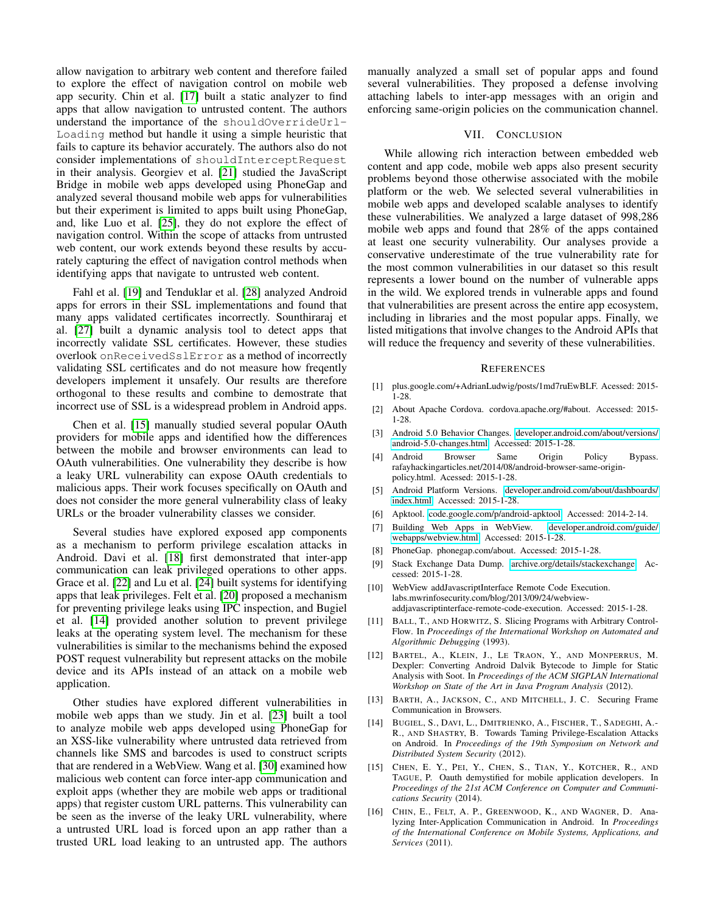allow navigation to arbitrary web content and therefore failed to explore the effect of navigation control on mobile web app security. Chin et al. [17] built a static analyzer to find apps that allow navigation to untrusted content. The authors understand the importance of the `shouldOverrideUrlLoading` method but handle it using a simple heuristic that fails to capture its behavior accurately. The authors also do not consider implementations of `shouldInterceptRequest` in their analysis. Georgiev et al. [21] studied the JavaScript Bridge in mobile web apps developed using PhoneGap and analyzed several thousand mobile web apps for vulnerabilities but their experiment is limited to apps built using PhoneGap, and, like Luo et al. [25], they do not explore the effect of navigation control. Within the scope of attacks from untrusted web content, our work extends beyond these results by accurately capturing the effect of navigation control methods when identifying apps that navigate to untrusted web content.

Fahl et al. [19] and Tenduklar et al. [28] analyzed Android apps for errors in their SSL implementations and found that many apps validated certificates incorrectly. Sounthiraraj et al. [27] built a dynamic analysis tool to detect apps that incorrectly validate SSL certificates. However, these studies overlook `onReceivedSslError` as a method of incorrectly validating SSL certificates and do not measure how freqently developers implement it unsafely. Our results are therefore orthogonal to these results and combine to demonstrate that incorrect use of SSL is a widespread problem in Android apps.

Chen et al. [15] manually studied several popular OAuth providers for mobile apps and identified how the differences between the mobile and browser environments can lead to OAuth vulnerabilities. One vulnerability they describe is how a leaky URL vulnerability can expose OAuth credentials to malicious apps. Their work focuses specifically on OAuth and does not consider the more general vulnerability class of leaky URLs or the broader vulnerability classes we consider.

Several studies have explored exposed app components as a mechanism to perform privilege escalation attacks in Android. Davi et al. [18] first demonstrated that inter-app communication can leak privileged operations to other apps. Grace et al. [22] and Lu et al. [24] built systems for identifying apps that leak privileges. Felt et al. [20] proposed a mechanism for preventing privilege leaks using IPC inspection, and Bugiel et al. [14] provided another solution to prevent privilege leaks at the operating system level. The mechanism for these vulnerabilities is similar to the mechanisms behind the exposed POST request vulnerability but represent attacks on the mobile device and its APIs instead of an attack on a mobile web application.

Other studies have explored different vulnerabilities in mobile web apps than we study. Jin et al. [23] built a tool to analyze mobile web apps developed using PhoneGap for an XSS-like vulnerability where untrusted data retrieved from channels like SMS and barcodes is used to construct scripts that are rendered in a WebView. Wang et al. [30] examined how malicious web content can force inter-app communication and exploit apps (whether they are mobile web apps or traditional apps) that register custom URL patterns. This vulnerability can be seen as the inverse of the leaky URL vulnerability, where a untrusted URL load is forced upon an app rather than a trusted URL load leaking to an untrusted app. The authors manually analyzed a small set of popular apps and found several vulnerabilities. They proposed a defense involving attaching labels to inter-app messages with an origin and enforcing same-origin policies on the communication channel.

## VII. Conclusion

While allowing rich interaction between embedded web content and app code, mobile web apps also present security problems beyond those otherwise associated with the mobile platform or the web. We selected several vulnerabilities in mobile web apps and developed scalable analyses to identify these vulnerabilities. We analyzed a large dataset of 998,286 mobile web apps and found that 28% of the apps contained at least one security vulnerability. Our analyses provide a conservative underestimate of the true vulnerability rate for the most common vulnerabilities in our dataset so this result represents a lower bound on the number of vulnerable apps in the wild. We explored trends in vulnerable apps and found that vulnerabilities are present across the entire app ecosystem, including in libraries and the most popular apps. Finally, we listed mitigations that involve changes to the Android APIs that will reduce the frequency and severity of these vulnerabilities.

## References

[1] plus.google.com/+AdrianLudwig/posts/1md7ruEwBLF. Acessed: 2015-1-28.

[2] About Apache Cordova. cordova.apache.org/#about. Accessed: 2015-1-28.

[3] Android 5.0 Behavior Changes. developer.android.com/about/versions/android-5.0-changes.html. Accessed: 2015-1-28.

[4] Android Browser Same Origin Policy Bypass. rafayhackingarticles.net/2014/08/android-browser-same-origin-policy.html. Acessed: 2015-1-28.

[5] Android Platform Versions. developer.android.com/about/dashboards/index.html. Accessed: 2015-1-28.

[6] Apktool. code.google.com/p/android-apktool. Accessed: 2014-2-14.

[7] Building Web Apps in WebView. developer.android.com/guide/webapps/webview.html. Accessed: 2015-1-28.

[8] PhoneGap. phonegap.com/about. Accessed: 2015-1-28.

[9] Stack Exchange Data Dump. archive.org/details/stackexchange. Accessed: 2015-1-28.

[10] WebView addJavascriptInterface Remote Code Execution. labs.mwrinfosecurity.com/blog/2013/09/24/webview-addjavascriptinterface-remote-code-execution. Accessed: 2015-1-28.

[11] Ball, T., and Horwitz, S. Slicing Programs with Arbitrary Control-Flow. In *Proceedings of the International Workshop on Automated and Algorithmic Debugging* (1993).

[12] Bartel, A., Klein, J., Le Traon, Y., and Monperrus, M. Dexpler: Converting Android Dalvik Bytecode to Jimple for Static Analysis with Soot. In *Proceedings of the ACM SIGPLAN International Workshop on State of the Art in Java Program Analysis* (2012).

[13] Barth, A., Jackson, C., and Mitchell, J. C. Securing Frame Communication in Browsers.

[14] Bugiel, S., Davi, L., Dmitrienko, A., Fischer, T., Sadeghi, A.-R., and Shastry, B. Towards Taming Privilege-Escalation Attacks on Android. In *Proceedings of the 19th Symposium on Network and Distributed System Security* (2012).

[15] Chen, E. Y., Pei, Y., Chen, S., Tian, Y., Kotcher, R., and Tague, P. Oauth demystified for mobile application developers. In *Proceedings of the 21st ACM Conference on Computer and Communications Security* (2014).

[16] Chin, E., Felt, A. P., Greenwood, K., and Wagner, D. Analyzing Inter-Application Communication in Android. In *Proceedings of the International Conference on Mobile Systems, Applications, and Services* (2011).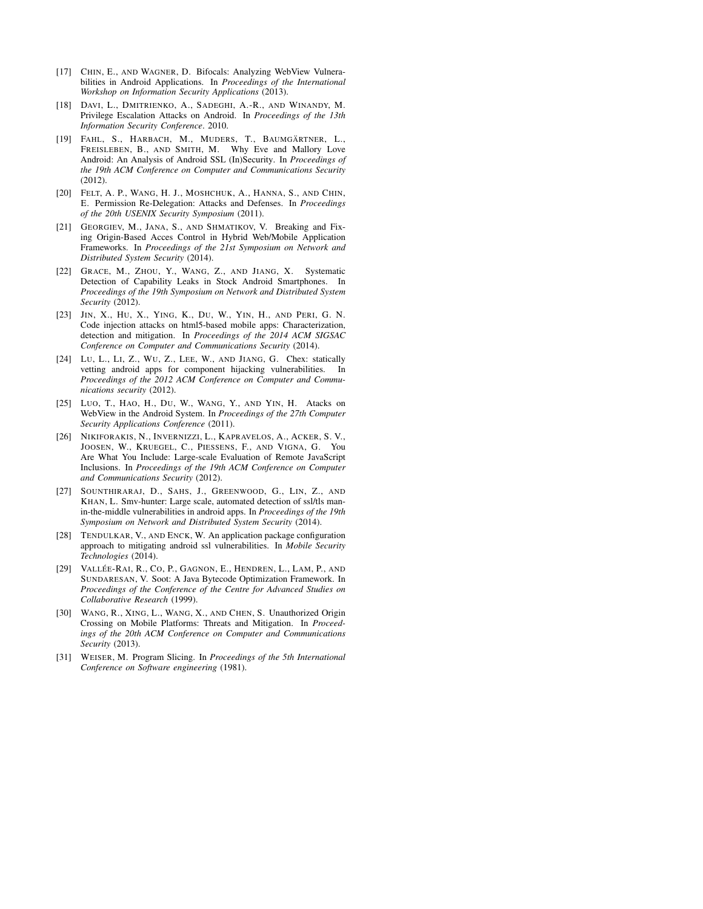[17] Chin, E., and Wagner, D. Bifocals: Analyzing WebView Vulnerabilities in Android Applications. In *Proceedings of the International Workshop on Information Security Applications* (2013).

[18] Davi, L., Dmitrienko, A., Sadeghi, A.-R., and Winandy, M. Privilege Escalation Attacks on Android. In *Proceedings of the 13th Information Security Conference*. 2010.

[19] Fahl, S., Harbach, M., Muders, T., Baumgärtner, L., Freisleben, B., and Smith, M. Why Eve and Mallory Love Android: An Analysis of Android SSL (In)Security. In *Proceedings of the 19th ACM Conference on Computer and Communications Security* (2012).

[20] Felt, A. P., Wang, H. J., Moshchuk, A., Hanna, S., and Chin, E. Permission Re-Delegation: Attacks and Defenses. In *Proceedings of the 20th USENIX Security Symposium* (2011).

[21] Georgiev, M., Jana, S., and Shmatikov, V. Breaking and Fixing Origin-Based Acces Control in Hybrid Web/Mobile Application Frameworks. In *Proceedings of the 21st Symposium on Network and Distributed System Security* (2014).

[22] Grace, M., Zhou, Y., Wang, Z., and Jiang, X. Systematic Detection of Capability Leaks in Stock Android Smartphones. In *Proceedings of the 19th Symposium on Network and Distributed System Security* (2012).

[23] Jin, X., Hu, X., Ying, K., Du, W., Yin, H., and Peri, G. N. Code injection attacks on html5-based mobile apps: Characterization, detection and mitigation. In *Proceedings of the 2014 ACM SIGSAC Conference on Computer and Communications Security* (2014).

[24] Lu, L., Li, Z., Wu, Z., Lee, W., and Jiang, G. Chex: statically vetting android apps for component hijacking vulnerabilities. In *Proceedings of the 2012 ACM Conference on Computer and Communications security* (2012).

[25] Luo, T., Hao, H., Du, W., Wang, Y., and Yin, H. Atacks on WebView in the Android System. In *Proceedings of the 27th Computer Security Applications Conference* (2011).

[26] Nikiforakis, N., Invernizzi, L., Kapravelos, A., Acker, S. V., Joosen, W., Kruegel, C., Piessens, F., and Vigna, G. You Are What You Include: Large-scale Evaluation of Remote JavaScript Inclusions. In *Proceedings of the 19th ACM Conference on Computer and Communications Security* (2012).

[27] Sounthiraraj, D., Sahs, J., Greenwood, G., Lin, Z., and Khan, L. Smv-hunter: Large scale, automated detection of ssl/tls man-in-the-middle vulnerabilities in android apps. In *Proceedings of the 19th Symposium on Network and Distributed System Security* (2014).

[28] Tendulkar, V., and Enck, W. An application package configuration approach to mitigating android ssl vulnerabilities. In *Mobile Security Technologies* (2014).

[29] Vallée-Rai, R., Co, P., Gagnon, E., Hendren, L., Lam, P., and Sundaresan, V. Soot: A Java Bytecode Optimization Framework. In *Proceedings of the Conference of the Centre for Advanced Studies on Collaborative Research* (1999).

[30] Wang, R., Xing, L., Wang, X., and Chen, S. Unauthorized Origin Crossing on Mobile Platforms: Threats and Mitigation. In *Proceedings of the 20th ACM Conference on Computer and Communications Security* (2013).

[31] Weiser, M. Program Slicing. In *Proceedings of the 5th International Conference on Software engineering* (1981).